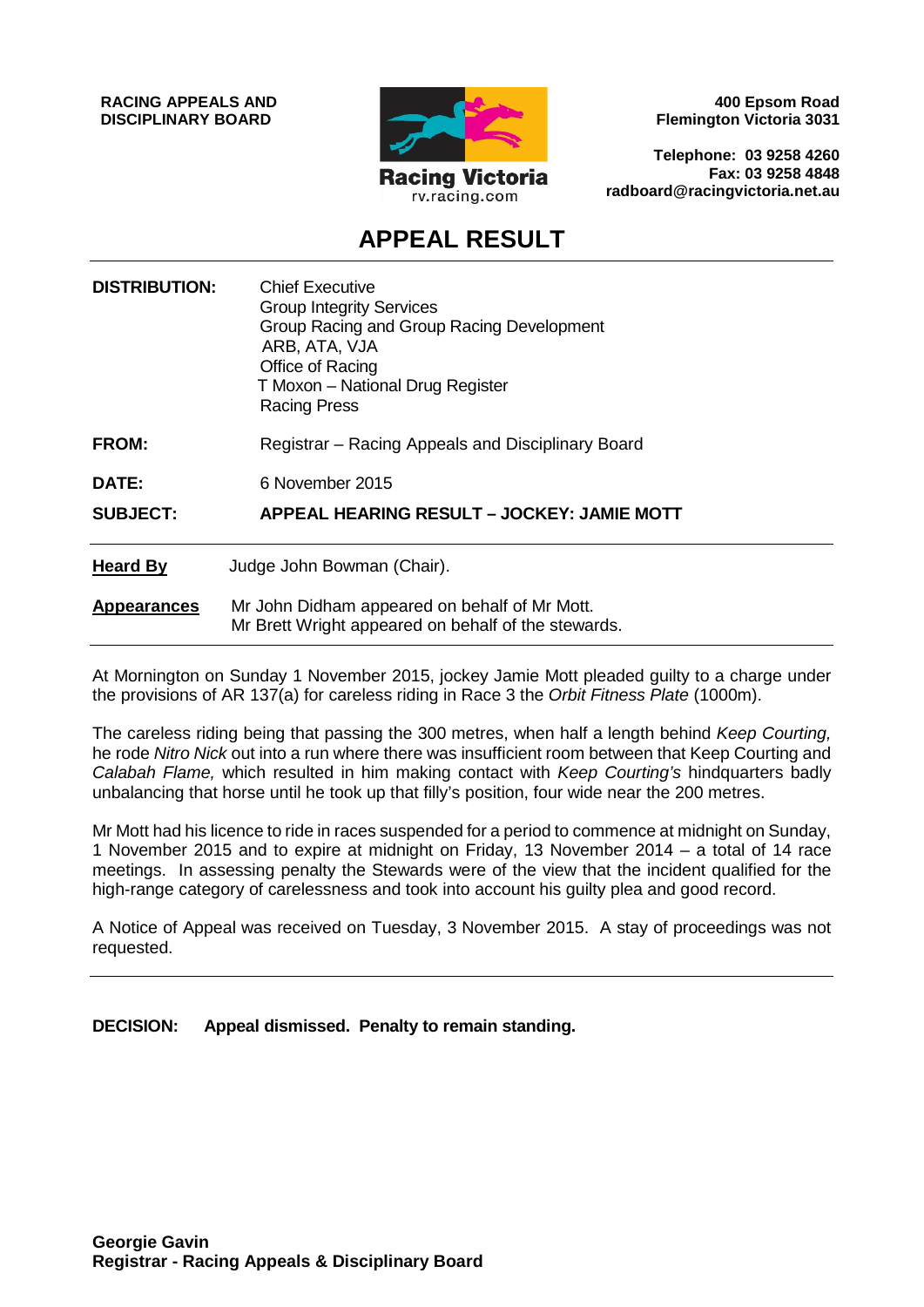**RACING APPEALS AND DISCIPLINARY BOARD**

Racing Victoria
rv.racing.com

**400 Epsom Road**
**Flemington Victoria 3031**

**Telephone: 03 9258 4260**
**Fax: 03 9258 4848**
**radboard@racingvictoria.net.au**

# APPEAL RESULT

**DISTRIBUTION:** Chief Executive
Group Integrity Services
Group Racing and Group Racing Development
ARB, ATA, VJA
Office of Racing
T Moxon – National Drug Register
Racing Press

**FROM:** Registrar – Racing Appeals and Disciplinary Board

**DATE:** 6 November 2015

**SUBJECT:** **APPEAL HEARING RESULT – JOCKEY: JAMIE MOTT**

---

**Heard By** Judge John Bowman (Chair).

**Appearances** Mr John Didham appeared on behalf of Mr Mott.
Mr Brett Wright appeared on behalf of the stewards.

---

At Mornington on Sunday 1 November 2015, jockey Jamie Mott pleaded guilty to a charge under the provisions of AR 137(a) for careless riding in Race 3 the *Orbit Fitness Plate* (1000m).

The careless riding being that passing the 300 metres, when half a length behind *Keep Courting,* he rode *Nitro Nick* out into a run where there was insufficient room between that Keep Courting and *Calabah Flame,* which resulted in him making contact with *Keep Courting's* hindquarters badly unbalancing that horse until he took up that filly's position, four wide near the 200 metres.

Mr Mott had his licence to ride in races suspended for a period to commence at midnight on Sunday, 1 November 2015 and to expire at midnight on Friday, 13 November 2014 – a total of 14 race meetings. In assessing penalty the Stewards were of the view that the incident qualified for the high-range category of carelessness and took into account his guilty plea and good record.

A Notice of Appeal was received on Tuesday, 3 November 2015. A stay of proceedings was not requested.

---

**DECISION:** **Appeal dismissed. Penalty to remain standing.**

**Georgie Gavin**
**Registrar - Racing Appeals & Disciplinary Board**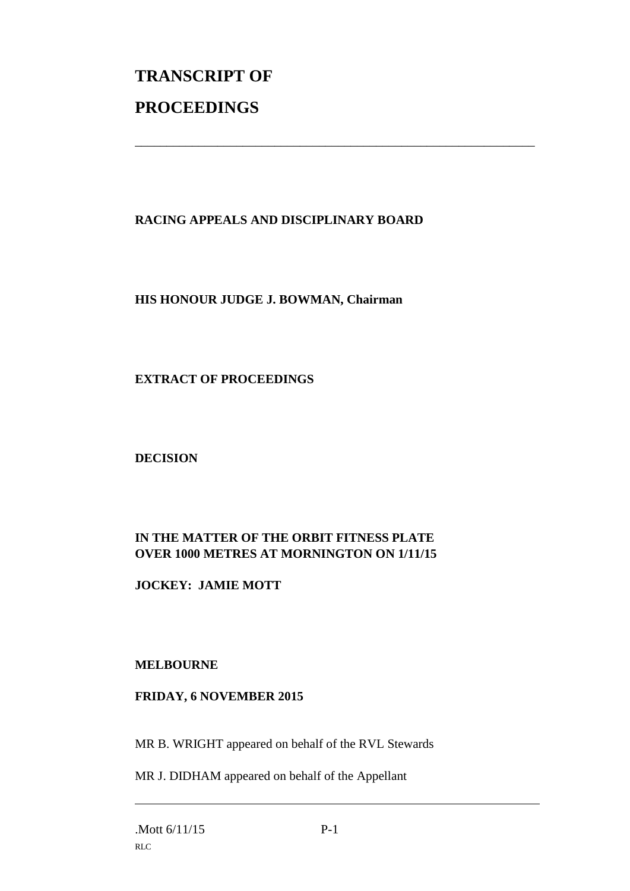# TRANSCRIPT OF PROCEEDINGS

---

**RACING APPEALS AND DISCIPLINARY BOARD**

**HIS HONOUR JUDGE J. BOWMAN, Chairman**

**EXTRACT OF PROCEEDINGS**

**DECISION**

**IN THE MATTER OF THE ORBIT FITNESS PLATE OVER 1000 METRES AT MORNINGTON ON 1/11/15**

**JOCKEY: JAMIE MOTT**

**MELBOURNE**

**FRIDAY, 6 NOVEMBER 2015**

MR B. WRIGHT appeared on behalf of the RVL Stewards

MR J. DIDHAM appeared on behalf of the Appellant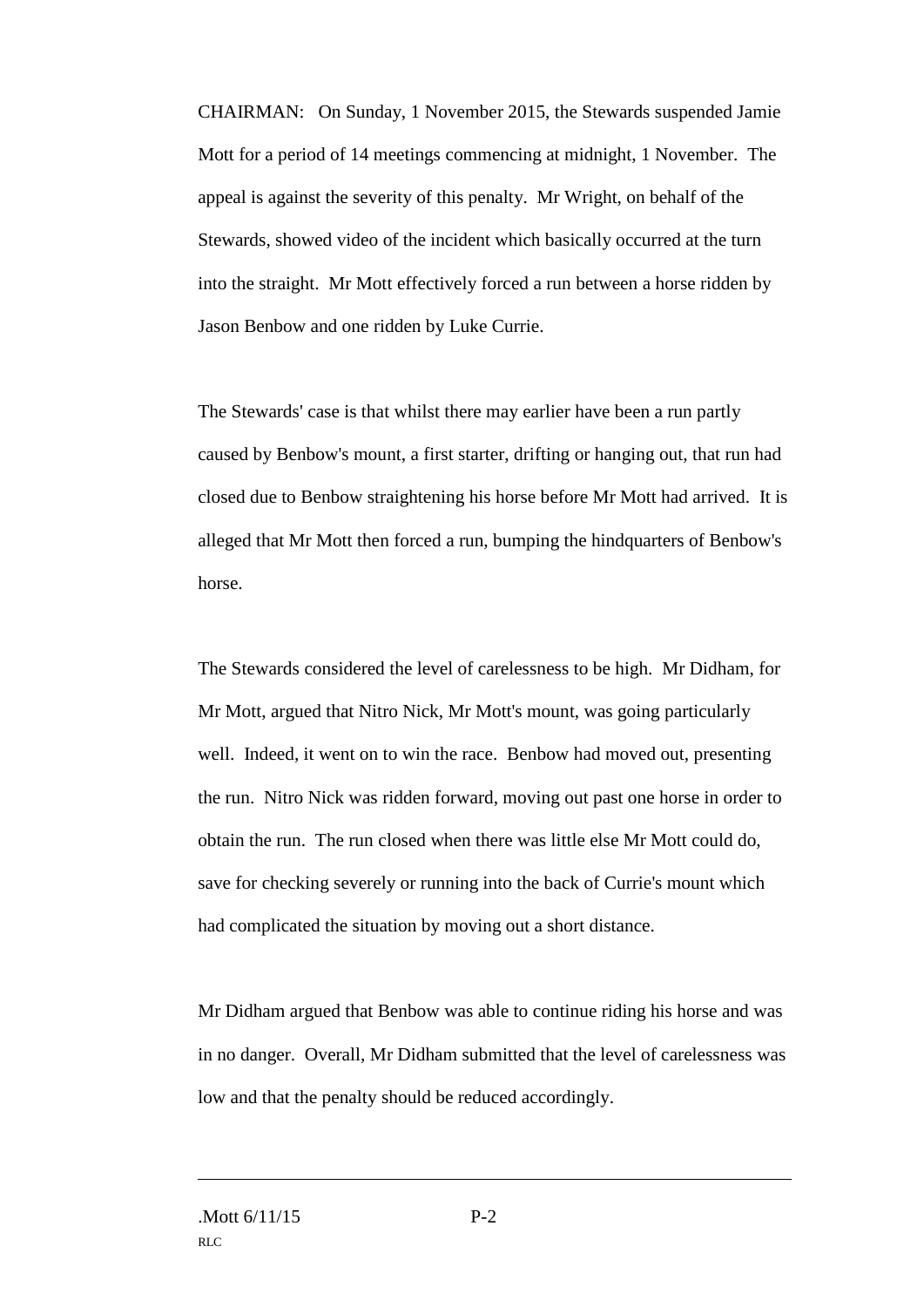CHAIRMAN: On Sunday, 1 November 2015, the Stewards suspended Jamie Mott for a period of 14 meetings commencing at midnight, 1 November. The appeal is against the severity of this penalty. Mr Wright, on behalf of the Stewards, showed video of the incident which basically occurred at the turn into the straight. Mr Mott effectively forced a run between a horse ridden by Jason Benbow and one ridden by Luke Currie.

The Stewards' case is that whilst there may earlier have been a run partly caused by Benbow's mount, a first starter, drifting or hanging out, that run had closed due to Benbow straightening his horse before Mr Mott had arrived. It is alleged that Mr Mott then forced a run, bumping the hindquarters of Benbow's horse.

The Stewards considered the level of carelessness to be high. Mr Didham, for Mr Mott, argued that Nitro Nick, Mr Mott's mount, was going particularly well. Indeed, it went on to win the race. Benbow had moved out, presenting the run. Nitro Nick was ridden forward, moving out past one horse in order to obtain the run. The run closed when there was little else Mr Mott could do, save for checking severely or running into the back of Currie's mount which had complicated the situation by moving out a short distance.

Mr Didham argued that Benbow was able to continue riding his horse and was in no danger. Overall, Mr Didham submitted that the level of carelessness was low and that the penalty should be reduced accordingly.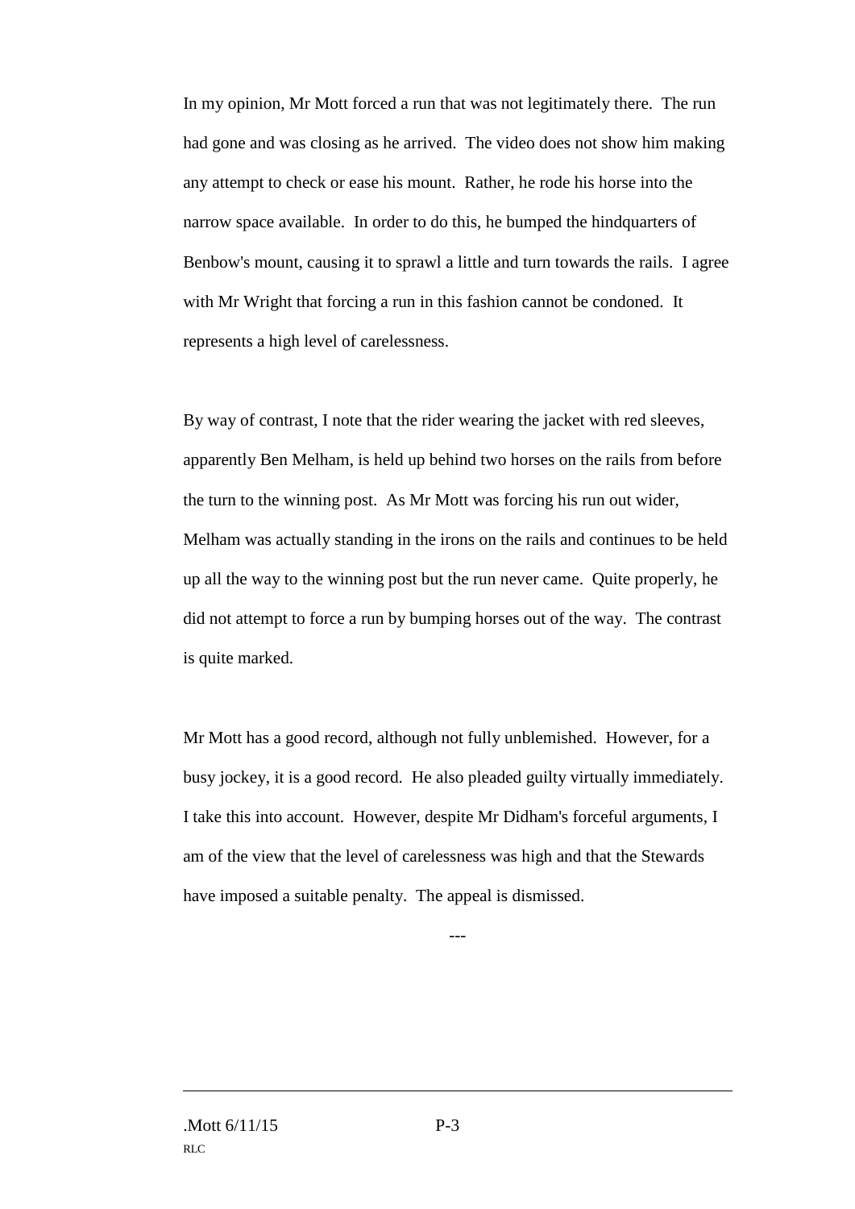In my opinion, Mr Mott forced a run that was not legitimately there. The run had gone and was closing as he arrived. The video does not show him making any attempt to check or ease his mount. Rather, he rode his horse into the narrow space available. In order to do this, he bumped the hindquarters of Benbow's mount, causing it to sprawl a little and turn towards the rails. I agree with Mr Wright that forcing a run in this fashion cannot be condoned. It represents a high level of carelessness.

By way of contrast, I note that the rider wearing the jacket with red sleeves, apparently Ben Melham, is held up behind two horses on the rails from before the turn to the winning post. As Mr Mott was forcing his run out wider, Melham was actually standing in the irons on the rails and continues to be held up all the way to the winning post but the run never came. Quite properly, he did not attempt to force a run by bumping horses out of the way. The contrast is quite marked.

Mr Mott has a good record, although not fully unblemished. However, for a busy jockey, it is a good record. He also pleaded guilty virtually immediately. I take this into account. However, despite Mr Didham's forceful arguments, I am of the view that the level of carelessness was high and that the Stewards have imposed a suitable penalty. The appeal is dismissed.

---